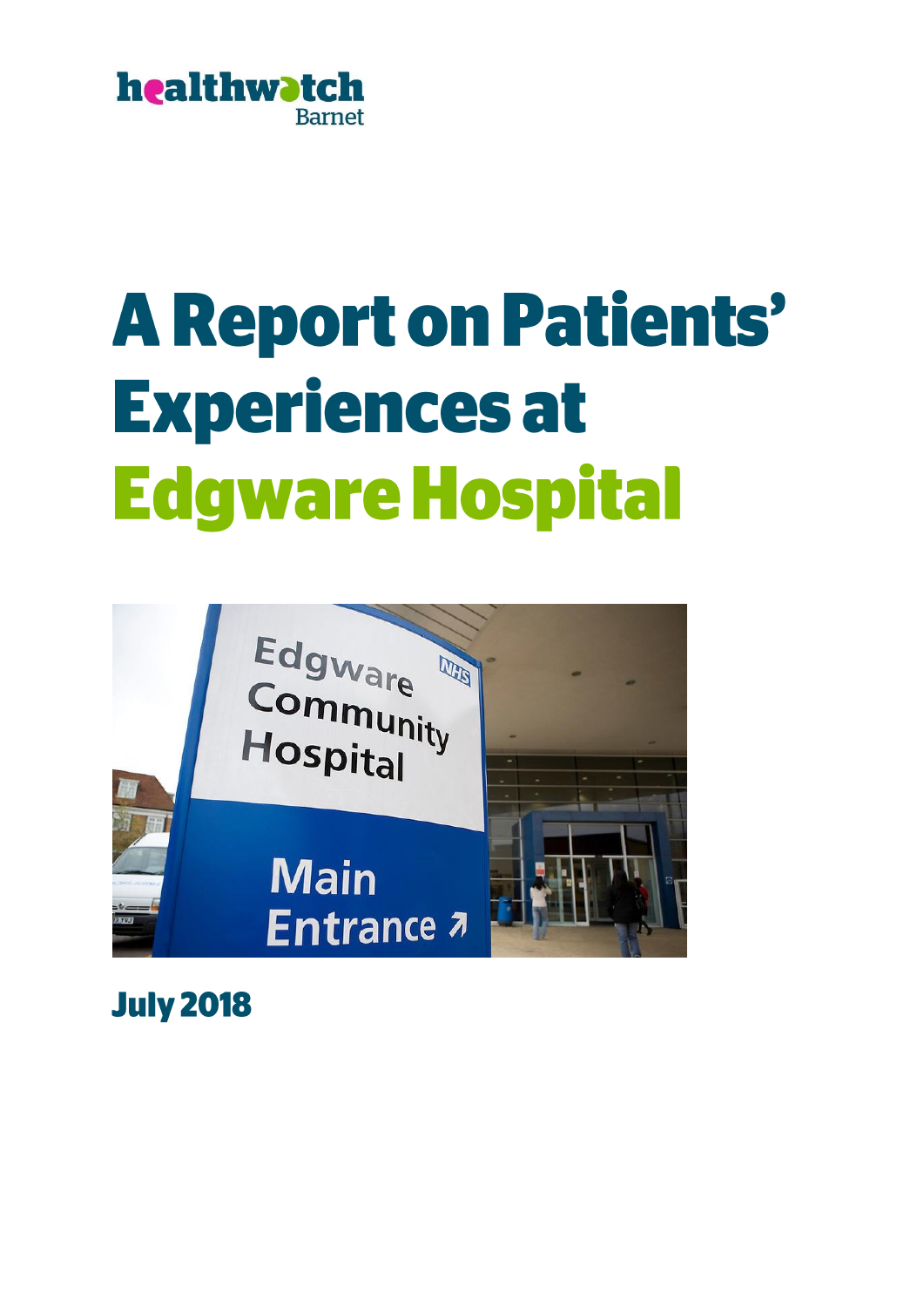healthwatch Barnet

# A Report on Patients' Experiences at Edgware Hospital

**July 2018**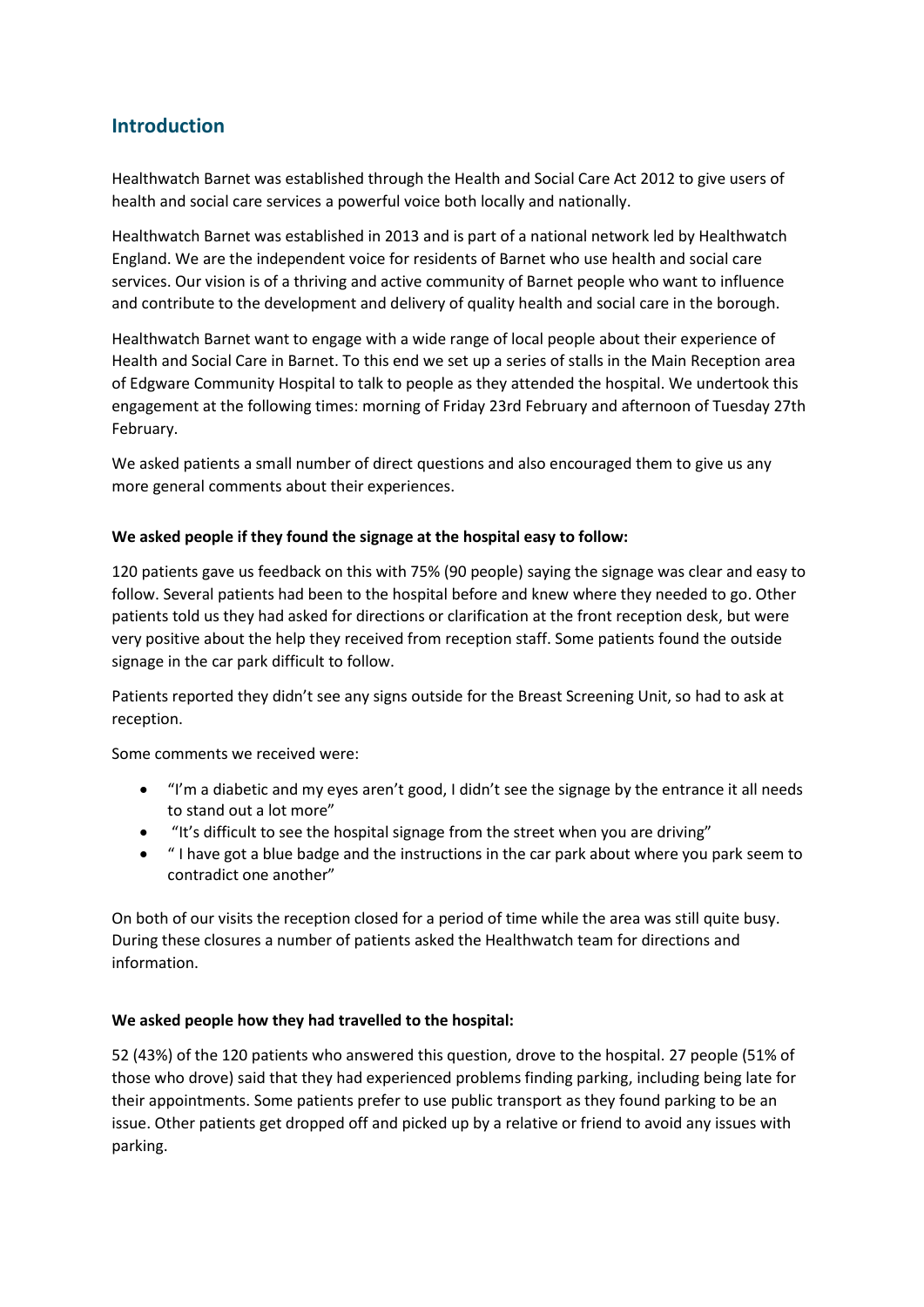## Introduction

Healthwatch Barnet was established through the Health and Social Care Act 2012 to give users of health and social care services a powerful voice both locally and nationally.

Healthwatch Barnet was established in 2013 and is part of a national network led by Healthwatch England. We are the independent voice for residents of Barnet who use health and social care services. Our vision is of a thriving and active community of Barnet people who want to influence and contribute to the development and delivery of quality health and social care in the borough.

Healthwatch Barnet want to engage with a wide range of local people about their experience of Health and Social Care in Barnet. To this end we set up a series of stalls in the Main Reception area of Edgware Community Hospital to talk to people as they attended the hospital. We undertook this engagement at the following times: morning of Friday 23rd February and afternoon of Tuesday 27th February.

We asked patients a small number of direct questions and also encouraged them to give us any more general comments about their experiences.

**We asked people if they found the signage at the hospital easy to follow:**

120 patients gave us feedback on this with 75% (90 people) saying the signage was clear and easy to follow. Several patients had been to the hospital before and knew where they needed to go. Other patients told us they had asked for directions or clarification at the front reception desk, but were very positive about the help they received from reception staff. Some patients found the outside signage in the car park difficult to follow.

Patients reported they didn't see any signs outside for the Breast Screening Unit, so had to ask at reception.

Some comments we received were:

- "I'm a diabetic and my eyes aren't good, I didn't see the signage by the entrance it all needs to stand out a lot more"
- "It's difficult to see the hospital signage from the street when you are driving"
- " I have got a blue badge and the instructions in the car park about where you park seem to contradict one another"

On both of our visits the reception closed for a period of time while the area was still quite busy. During these closures a number of patients asked the Healthwatch team for directions and information.

**We asked people how they had travelled to the hospital:**

52 (43%) of the 120 patients who answered this question, drove to the hospital. 27 people (51% of those who drove) said that they had experienced problems finding parking, including being late for their appointments. Some patients prefer to use public transport as they found parking to be an issue. Other patients get dropped off and picked up by a relative or friend to avoid any issues with parking.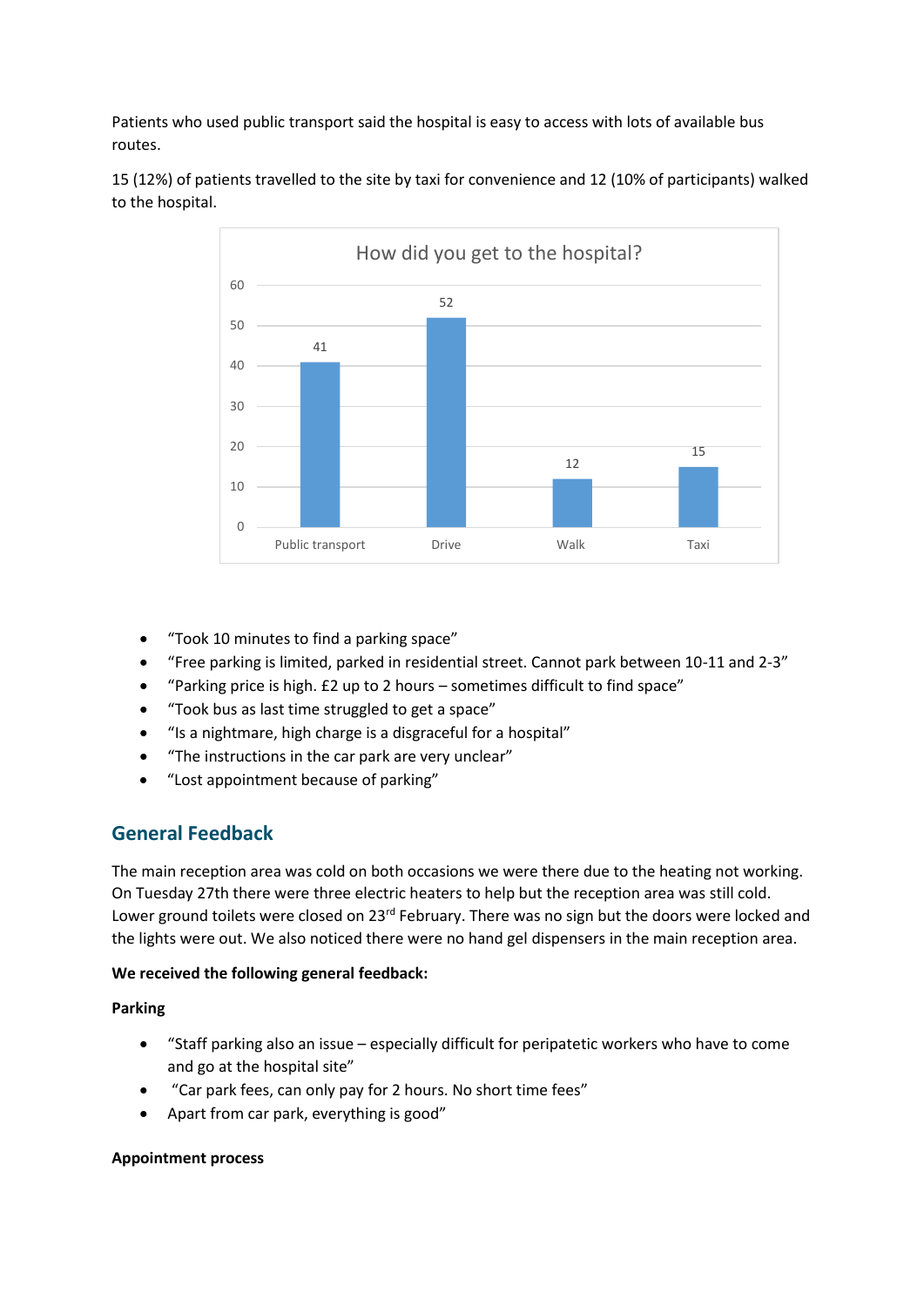Patients who used public transport said the hospital is easy to access with lots of available bus routes.

15 (12%) of patients travelled to the site by taxi for convenience and 12 (10% of participants) walked to the hospital.

**How did you get to the hospital?**

| Mode | Count |
|---|---|
| Public transport | 41 |
| Drive | 52 |
| Walk | 12 |
| Taxi | 15 |

- "Took 10 minutes to find a parking space"
- "Free parking is limited, parked in residential street. Cannot park between 10-11 and 2-3"
- "Parking price is high. £2 up to 2 hours – sometimes difficult to find space"
- "Took bus as last time struggled to get a space"
- "Is a nightmare, high charge is a disgraceful for a hospital"
- "The instructions in the car park are very unclear"
- "Lost appointment because of parking"

## General Feedback

The main reception area was cold on both occasions we were there due to the heating not working. On Tuesday 27th there were three electric heaters to help but the reception area was still cold. Lower ground toilets were closed on 23rd February. There was no sign but the doors were locked and the lights were out. We also noticed there were no hand gel dispensers in the main reception area.

**We received the following general feedback:**

**Parking**

- "Staff parking also an issue – especially difficult for peripatetic workers who have to come and go at the hospital site"
- "Car park fees, can only pay for 2 hours. No short time fees"
- Apart from car park, everything is good"

**Appointment process**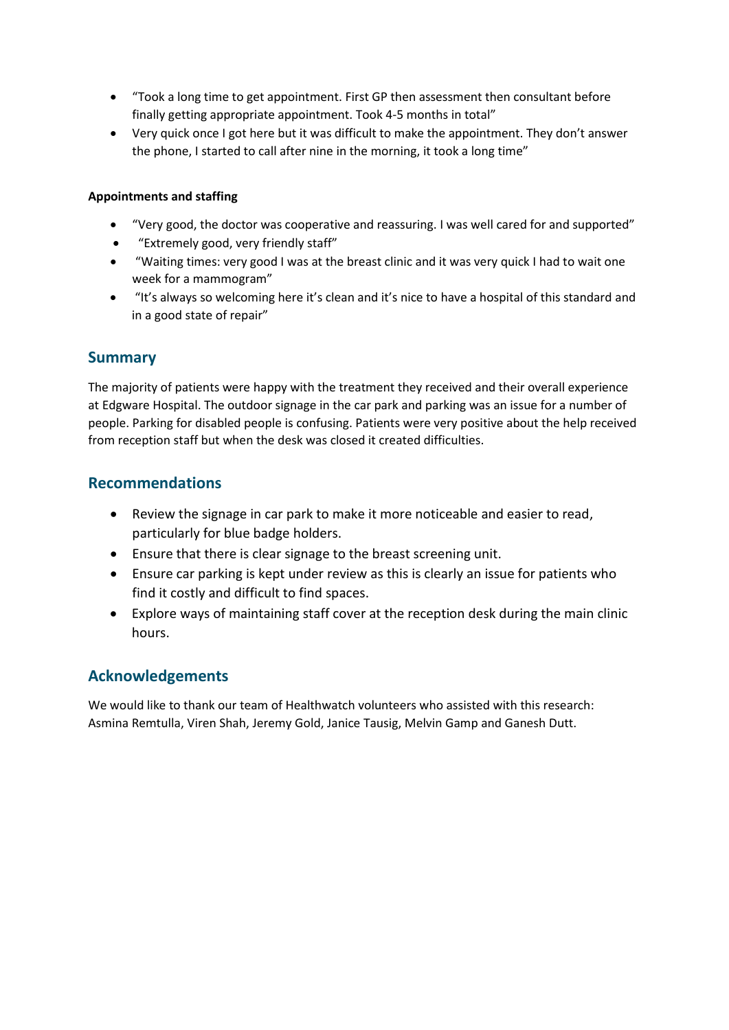- "Took a long time to get appointment. First GP then assessment then consultant before finally getting appropriate appointment. Took 4-5 months in total"
- Very quick once I got here but it was difficult to make the appointment. They don't answer the phone, I started to call after nine in the morning, it took a long time"

**Appointments and staffing**

- "Very good, the doctor was cooperative and reassuring. I was well cared for and supported"
- "Extremely good, very friendly staff"
- "Waiting times: very good I was at the breast clinic and it was very quick I had to wait one week for a mammogram"
- "It's always so welcoming here it's clean and it's nice to have a hospital of this standard and in a good state of repair"

## Summary

The majority of patients were happy with the treatment they received and their overall experience at Edgware Hospital. The outdoor signage in the car park and parking was an issue for a number of people. Parking for disabled people is confusing. Patients were very positive about the help received from reception staff but when the desk was closed it created difficulties.

## Recommendations

- Review the signage in car park to make it more noticeable and easier to read, particularly for blue badge holders.
- Ensure that there is clear signage to the breast screening unit.
- Ensure car parking is kept under review as this is clearly an issue for patients who find it costly and difficult to find spaces.
- Explore ways of maintaining staff cover at the reception desk during the main clinic hours.

## Acknowledgements

We would like to thank our team of Healthwatch volunteers who assisted with this research: Asmina Remtulla, Viren Shah, Jeremy Gold, Janice Tausig, Melvin Gamp and Ganesh Dutt.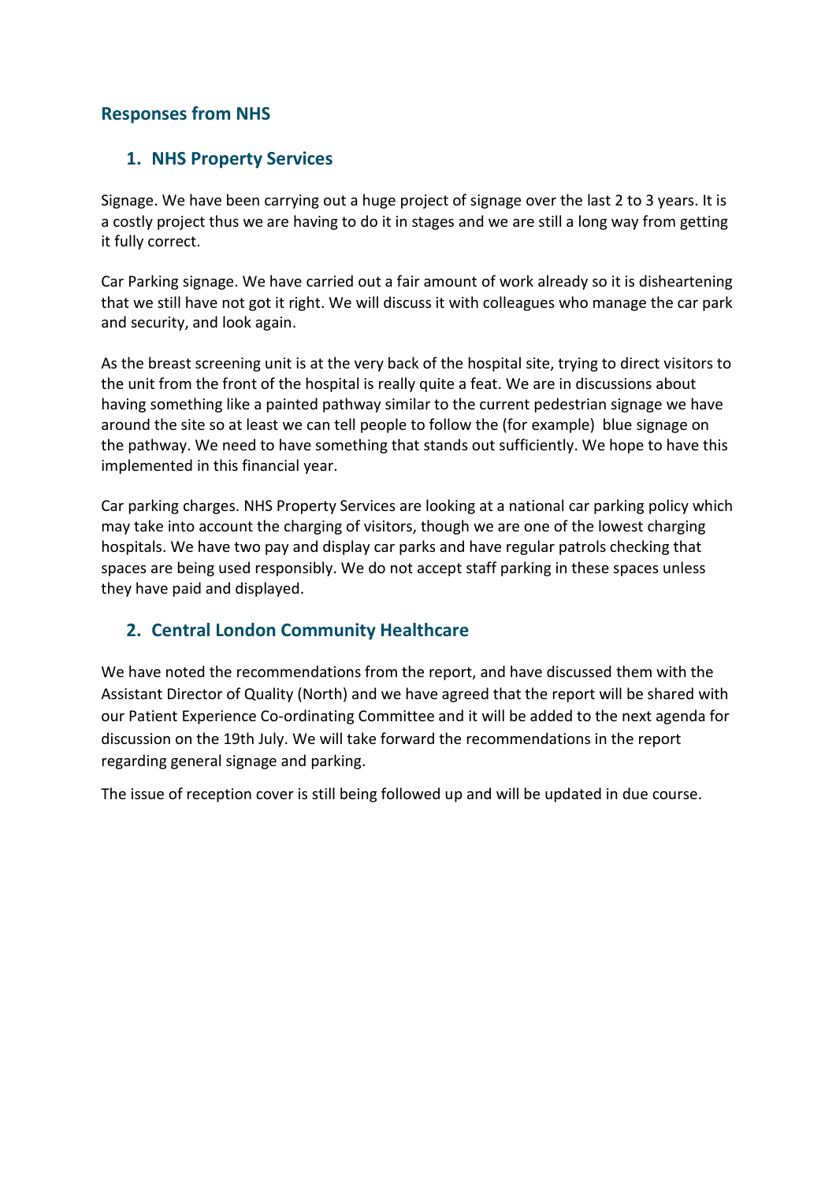## Responses from NHS

### 1. NHS Property Services

Signage. We have been carrying out a huge project of signage over the last 2 to 3 years. It is a costly project thus we are having to do it in stages and we are still a long way from getting it fully correct.

Car Parking signage. We have carried out a fair amount of work already so it is disheartening that we still have not got it right. We will discuss it with colleagues who manage the car park and security, and look again.

As the breast screening unit is at the very back of the hospital site, trying to direct visitors to the unit from the front of the hospital is really quite a feat. We are in discussions about having something like a painted pathway similar to the current pedestrian signage we have around the site so at least we can tell people to follow the (for example) blue signage on the pathway. We need to have something that stands out sufficiently. We hope to have this implemented in this financial year.

Car parking charges. NHS Property Services are looking at a national car parking policy which may take into account the charging of visitors, though we are one of the lowest charging hospitals. We have two pay and display car parks and have regular patrols checking that spaces are being used responsibly. We do not accept staff parking in these spaces unless they have paid and displayed.

### 2. Central London Community Healthcare

We have noted the recommendations from the report, and have discussed them with the Assistant Director of Quality (North) and we have agreed that the report will be shared with our Patient Experience Co-ordinating Committee and it will be added to the next agenda for discussion on the 19th July. We will take forward the recommendations in the report regarding general signage and parking.

The issue of reception cover is still being followed up and will be updated in due course.